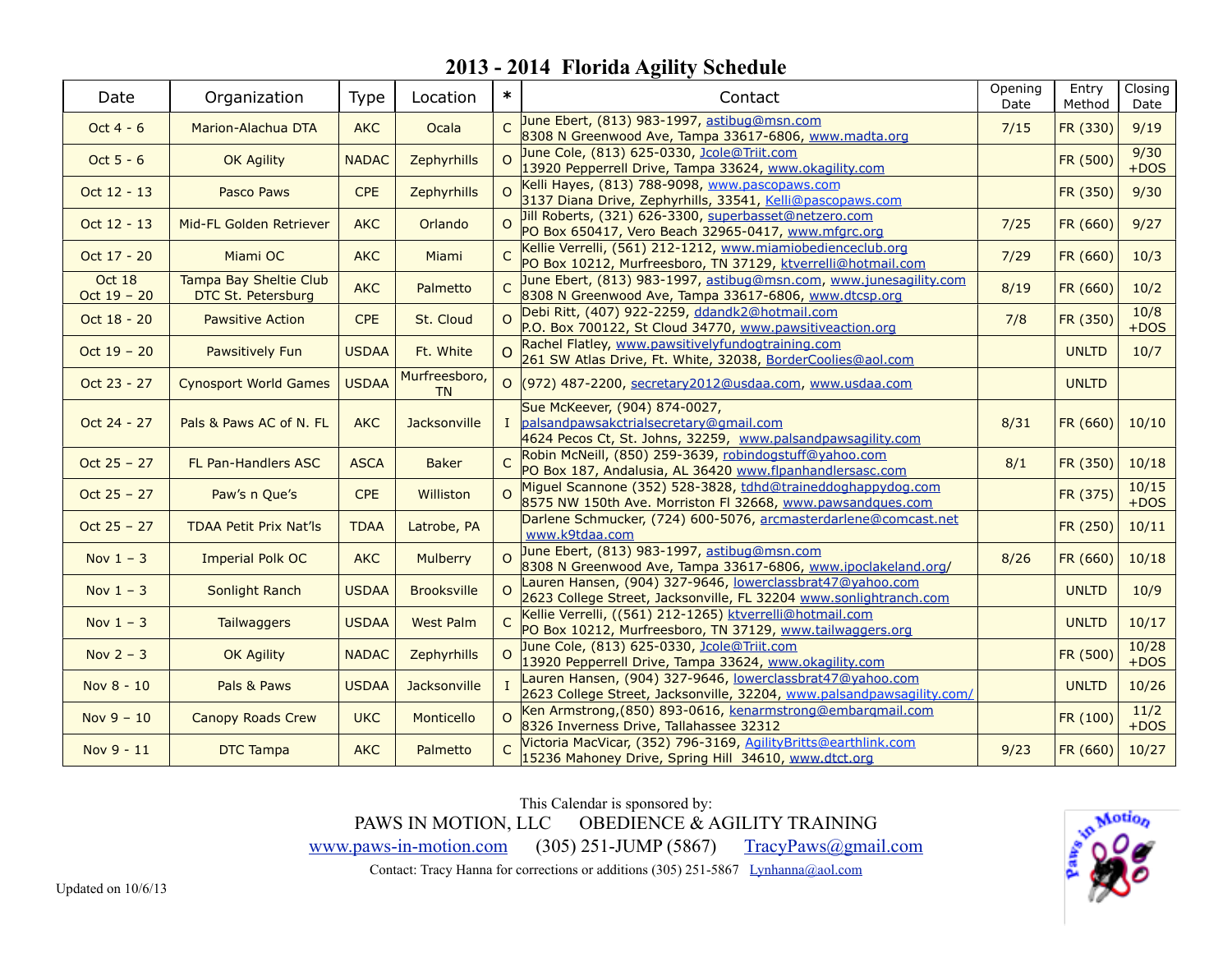# 2013 - 2014 Florida Agility Schedule

| Date | Organization | Type | Location | * | Contact | Opening Date | Entry Method | Closing Date |
|---|---|---|---|---|---|---|---|---|
| Oct 4 - 6 | Marion-Alachua DTA | AKC | Ocala | C | June Ebert, (813) 983-1997, astibug@msn.com<br>8308 N Greenwood Ave, Tampa 33617-6806, www.madta.org | 7/15 | FR (330) | 9/19 |
| Oct 5 - 6 | OK Agility | NADAC | Zephyrhills | O | June Cole, (813) 625-0330, Jcole@Triit.com<br>13920 Pepperrell Drive, Tampa 33624, www.okagility.com | | FR (500) | 9/30 +DOS |
| Oct 12 - 13 | Pasco Paws | CPE | Zephyrhills | O | Kelli Hayes, (813) 788-9098, www.pascopaws.com<br>3137 Diana Drive, Zephyrhills, 33541, Kelli@pascopaws.com | | FR (350) | 9/30 |
| Oct 12 - 13 | Mid-FL Golden Retriever | AKC | Orlando | O | Jill Roberts, (321) 626-3300, superbasset@netzero.com<br>PO Box 650417, Vero Beach 32965-0417, www.mfgrc.org | 7/25 | FR (660) | 9/27 |
| Oct 17 - 20 | Miami OC | AKC | Miami | C | Kellie Verrelli, (561) 212-1212, www.miamiobedienceclub.org<br>PO Box 10212, Murfreesboro, TN 37129, ktverrelli@hotmail.com | 7/29 | FR (660) | 10/3 |
| Oct 18<br>Oct 19 – 20 | Tampa Bay Sheltie Club<br>DTC St. Petersburg | AKC | Palmetto | C | June Ebert, (813) 983-1997, astibug@msn.com, www.junesagility.com<br>8308 N Greenwood Ave, Tampa 33617-6806, www.dtcsp.org | 8/19 | FR (660) | 10/2 |
| Oct 18 - 20 | Pawsitive Action | CPE | St. Cloud | O | Debi Ritt, (407) 922-2259, ddandk2@hotmail.com<br>P.O. Box 700122, St Cloud 34770, www.pawsitiveaction.org | 7/8 | FR (350) | 10/8 +DOS |
| Oct 19 – 20 | Pawsitively Fun | USDAA | Ft. White | O | Rachel Flatley, www.pawsitivelyfundogtraining.com<br>261 SW Atlas Drive, Ft. White, 32038, BorderCoolies@aol.com | | UNLTD | 10/7 |
| Oct 23 - 27 | Cynosport World Games | USDAA | Murfreesboro, TN | O | (972) 487-2200, secretary2012@usdaa.com, www.usdaa.com | | UNLTD | |
| Oct 24 - 27 | Pals & Paws AC of N. FL | AKC | Jacksonville | I | Sue McKeever, (904) 874-0027,<br>palsandpawsakctrialsecretary@gmail.com<br>4624 Pecos Ct, St. Johns, 32259, www.palsandpawsagility.com | 8/31 | FR (660) | 10/10 |
| Oct 25 – 27 | FL Pan-Handlers ASC | ASCA | Baker | C | Robin McNeill, (850) 259-3639, robindogstuff@yahoo.com<br>PO Box 187, Andalusia, AL 36420 www.flpanhandlersasc.com | 8/1 | FR (350) | 10/18 |
| Oct 25 – 27 | Paw's n Que's | CPE | Williston | O | Miguel Scannone (352) 528-3828, tdhd@traineddoghappydog.com<br>8575 NW 150th Ave. Morriston Fl 32668, www.pawsandques.com | | FR (375) | 10/15 +DOS |
| Oct 25 – 27 | TDAA Petit Prix Nat'ls | TDAA | Latrobe, PA | | Darlene Schmucker, (724) 600-5076, arcmasterdarlene@comcast.net<br>www.k9tdaa.com | | FR (250) | 10/11 |
| Nov 1 – 3 | Imperial Polk OC | AKC | Mulberry | O | June Ebert, (813) 983-1997, astibug@msn.com<br>8308 N Greenwood Ave, Tampa 33617-6806, www.ipoclakeland.org/ | 8/26 | FR (660) | 10/18 |
| Nov 1 – 3 | Sonlight Ranch | USDAA | Brooksville | O | Lauren Hansen, (904) 327-9646, lowerclassbrat47@yahoo.com<br>2623 College Street, Jacksonville, FL 32204 www.sonlightranch.com | | UNLTD | 10/9 |
| Nov 1 – 3 | Tailwaggers | USDAA | West Palm | C | Kellie Verrelli, ((561) 212-1265) ktverrelli@hotmail.com<br>PO Box 10212, Murfreesboro, TN 37129, www.tailwaggers.org | | UNLTD | 10/17 |
| Nov 2 – 3 | OK Agility | NADAC | Zephyrhills | O | June Cole, (813) 625-0330, Jcole@Triit.com<br>13920 Pepperrell Drive, Tampa 33624, www.okagility.com | | FR (500) | 10/28 +DOS |
| Nov 8 - 10 | Pals & Paws | USDAA | Jacksonville | I | Lauren Hansen, (904) 327-9646, lowerclassbrat47@yahoo.com<br>2623 College Street, Jacksonville, 32204, www.palsandpawsagility.com/ | | UNLTD | 10/26 |
| Nov 9 – 10 | Canopy Roads Crew | UKC | Monticello | O | Ken Armstrong,(850) 893-0616, kenarmstrong@embarqmail.com<br>8326 Inverness Drive, Tallahassee 32312 | | FR (100) | 11/2 +DOS |
| Nov 9 - 11 | DTC Tampa | AKC | Palmetto | C | Victoria MacVicar, (352) 796-3169, AgilityBritts@earthlink.com<br>15236 Mahoney Drive, Spring Hill 34610, www.dtct.org | 9/23 | FR (660) | 10/27 |

This Calendar is sponsored by:

PAWS IN MOTION, LLC OBEDIENCE & AGILITY TRAINING

www.paws-in-motion.com (305) 251-JUMP (5867) TracyPaws@gmail.com

Contact: Tracy Hanna for corrections or additions (305) 251-5867 Lynhanna@aol.com

Updated on 10/6/13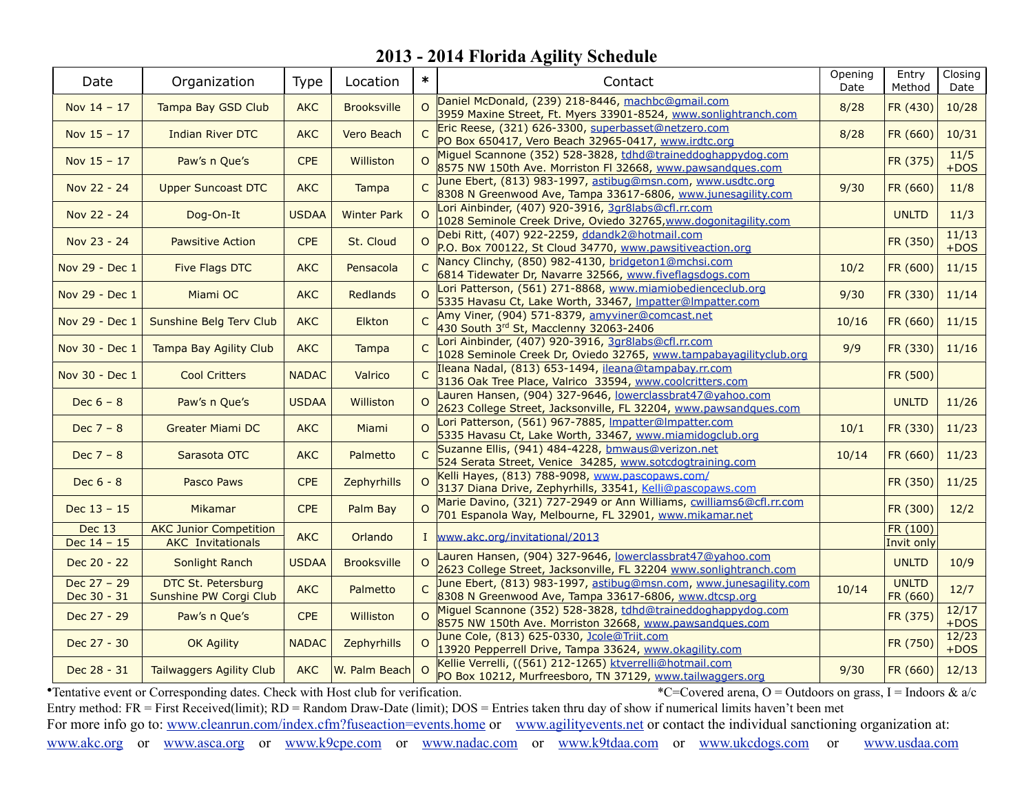# 2013 - 2014 Florida Agility Schedule

| Date | Organization | Type | Location | * | Contact | Opening Date | Entry Method | Closing Date |
|---|---|---|---|---|---|---|---|---|
| Nov 14 – 17 | Tampa Bay GSD Club | AKC | Brooksville | O | Daniel McDonald, (239) 218-8446, machbc@gmail.com 3959 Maxine Street, Ft. Myers 33901-8524, www.sonlightranch.com | 8/28 | FR (430) | 10/28 |
| Nov 15 – 17 | Indian River DTC | AKC | Vero Beach | C | Eric Reese, (321) 626-3300, superbasset@netzero.com PO Box 650417, Vero Beach 32965-0417, www.irdtc.org | 8/28 | FR (660) | 10/31 |
| Nov 15 – 17 | Paw's n Que's | CPE | Williston | O | Miguel Scannone (352) 528-3828, tdhd@traineddoghappydog.com 8575 NW 150th Ave. Morriston Fl 32668, www.pawsandques.com | | FR (375) | 11/5 +DOS |
| Nov 22 - 24 | Upper Suncoast DTC | AKC | Tampa | C | June Ebert, (813) 983-1997, astibug@msn.com, www.usdtc.org 8308 N Greenwood Ave, Tampa 33617-6806, www.junesagility.com | 9/30 | FR (660) | 11/8 |
| Nov 22 - 24 | Dog-On-It | USDAA | Winter Park | O | Lori Ainbinder, (407) 920-3916, 3gr8labs@cfl.rr.com 1028 Seminole Creek Drive, Oviedo 32765,www.dogonitagility.com | | UNLTD | 11/3 |
| Nov 23 - 24 | Pawsitive Action | CPE | St. Cloud | O | Debi Ritt, (407) 922-2259, ddandk2@hotmail.com P.O. Box 700122, St Cloud 34770, www.pawsitiveaction.org | | FR (350) | 11/13 +DOS |
| Nov 29 - Dec 1 | Five Flags DTC | AKC | Pensacola | C | Nancy Clinchy, (850) 982-4130, bridgeton1@mchsi.com 6814 Tidewater Dr, Navarre 32566, www.fiveflagsdogs.com | 10/2 | FR (600) | 11/15 |
| Nov 29 - Dec 1 | Miami OC | AKC | Redlands | O | Lori Patterson, (561) 271-8868, www.miamiobedienceclub.org 5335 Havasu Ct, Lake Worth, 33467, lmpatter@lmpatter.com | 9/30 | FR (330) | 11/14 |
| Nov 29 - Dec 1 | Sunshine Belg Terv Club | AKC | Elkton | C | Amy Viner, (904) 571-8379, amyviner@comcast.net 430 South 3rd St, Macclenny 32063-2406 | 10/16 | FR (660) | 11/15 |
| Nov 30 - Dec 1 | Tampa Bay Agility Club | AKC | Tampa | C | Lori Ainbinder, (407) 920-3916, 3gr8labs@cfl.rr.com 1028 Seminole Creek Dr, Oviedo 32765, www.tampabayagilityclub.org | 9/9 | FR (330) | 11/16 |
| Nov 30 - Dec 1 | Cool Critters | NADAC | Valrico | C | Ileana Nadal, (813) 653-1494, ileana@tampabay.rr.com 3136 Oak Tree Place, Valrico 33594, www.coolcritters.com | | FR (500) | |
| Dec 6 – 8 | Paw's n Que's | USDAA | Williston | O | Lauren Hansen, (904) 327-9646, lowerclassbrat47@yahoo.com 2623 College Street, Jacksonville, FL 32204, www.pawsandques.com | | UNLTD | 11/26 |
| Dec 7 – 8 | Greater Miami DC | AKC | Miami | O | Lori Patterson, (561) 967-7885, lmpatter@lmpatter.com 5335 Havasu Ct, Lake Worth, 33467, www.miamidogclub.org | 10/1 | FR (330) | 11/23 |
| Dec 7 – 8 | Sarasota OTC | AKC | Palmetto | C | Suzanne Ellis, (941) 484-4228, bmwaus@verizon.net 524 Serata Street, Venice 34285, www.sotcdogtraining.com | 10/14 | FR (660) | 11/23 |
| Dec 6 - 8 | Pasco Paws | CPE | Zephyrhills | O | Kelli Hayes, (813) 788-9098, www.pascopaws.com/ 3137 Diana Drive, Zephyrhills, 33541, Kelli@pascopaws.com | | FR (350) | 11/25 |
| Dec 13 – 15 | Mikamar | CPE | Palm Bay | O | Marie Davino, (321) 727-2949 or Ann Williams, cwilliams6@cfl.rr.com 701 Espanola Way, Melbourne, FL 32901, www.mikamar.net | | FR (300) | 12/2 |
| Dec 13 / Dec 14 – 15 | AKC Junior Competition / AKC Invitationals | AKC | Orlando | I | www.akc.org/invitational/2013 | | FR (100) / Invit only | |
| Dec 20 - 22 | Sonlight Ranch | USDAA | Brooksville | O | Lauren Hansen, (904) 327-9646, lowerclassbrat47@yahoo.com 2623 College Street, Jacksonville, FL 32204 www.sonlightranch.com | | UNLTD | 10/9 |
| Dec 27 – 29 / Dec 30 - 31 | DTC St. Petersburg / Sunshine PW Corgi Club | AKC | Palmetto | C | June Ebert, (813) 983-1997, astibug@msn.com, www.junesagility.com 8308 N Greenwood Ave, Tampa 33617-6806, www.dtcsp.org | 10/14 | UNLTD / FR (660) | 12/7 |
| Dec 27 - 29 | Paw's n Que's | CPE | Williston | O | Miguel Scannone (352) 528-3828, tdhd@traineddoghappydog.com 8575 NW 150th Ave. Morriston 32668, www.pawsandques.com | | FR (375) | 12/17 +DOS |
| Dec 27 - 30 | OK Agility | NADAC | Zephyrhills | O | June Cole, (813) 625-0330, Jcole@Triit.com 13920 Pepperrell Drive, Tampa 33624, www.okagility.com | | FR (750) | 12/23 +DOS |
| Dec 28 - 31 | Tailwaggers Agility Club | AKC | W. Palm Beach | O | Kellie Verrelli, ((561) 212-1265) ktverrelli@hotmail.com PO Box 10212, Murfreesboro, TN 37129, www.tailwaggers.org | 9/30 | FR (660) | 12/13 |

•Tentative event or Corresponding dates. Check with Host club for verification. *C=Covered arena, O = Outdoors on grass, I = Indoors & a/c

Entry method: FR = First Received(limit); RD = Random Draw-Date (limit); DOS = Entries taken thru day of show if numerical limits haven't been met

For more info go to: www.cleanrun.com/index.cfm?fuseaction=events.home or www.agilityevents.net or contact the individual sanctioning organization at: www.akc.org or www.asca.org or www.k9cpe.com or www.nadac.com or www.k9tdaa.com or www.ukcdogs.com or www.usdaa.com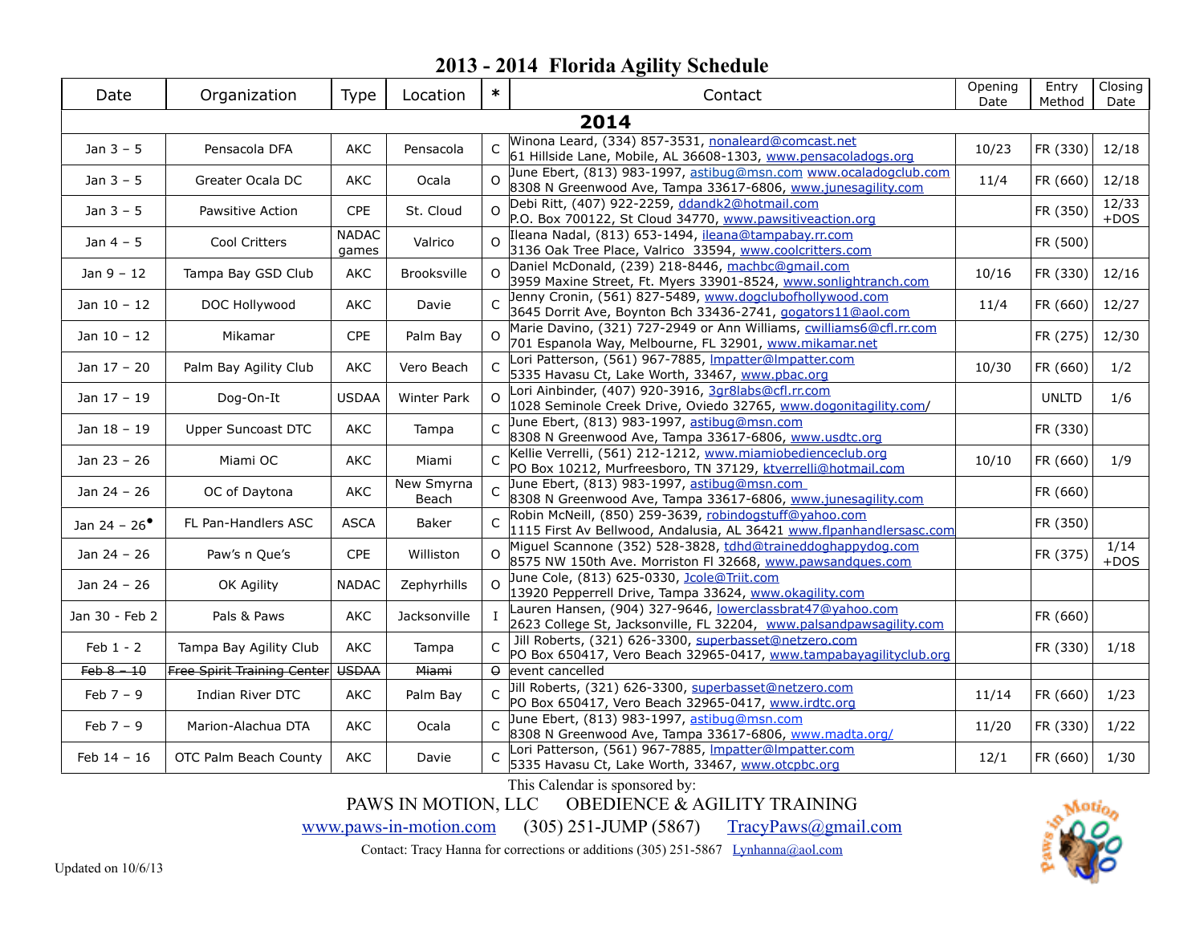# 2013 - 2014 Florida Agility Schedule

| Date | Organization | Type | Location | * | Contact | Opening Date | Entry Method | Closing Date |
|---|---|---|---|---|---|---|---|---|
| **2014** | | | | | | | | |
| Jan 3 – 5 | Pensacola DFA | AKC | Pensacola | C | Winona Leard, (334) 857-3531, nonaleard@comcast.net 61 Hillside Lane, Mobile, AL 36608-1303, www.pensacoladogs.org | 10/23 | FR (330) | 12/18 |
| Jan 3 – 5 | Greater Ocala DC | AKC | Ocala | O | June Ebert, (813) 983-1997, astibug@msn.com www.ocaladogclub.com 8308 N Greenwood Ave, Tampa 33617-6806, www.junesagility.com | 11/4 | FR (660) | 12/18 |
| Jan 3 – 5 | Pawsitive Action | CPE | St. Cloud | O | Debi Ritt, (407) 922-2259, ddandk2@hotmail.com P.O. Box 700122, St Cloud 34770, www.pawsitiveaction.org | | FR (350) | 12/33 +DOS |
| Jan 4 – 5 | Cool Critters | NADAC games | Valrico | O | Ileana Nadal, (813) 653-1494, ileana@tampabay.rr.com 3136 Oak Tree Place, Valrico 33594, www.coolcritters.com | | FR (500) | |
| Jan 9 – 12 | Tampa Bay GSD Club | AKC | Brooksville | O | Daniel McDonald, (239) 218-8446, machbc@gmail.com 3959 Maxine Street, Ft. Myers 33901-8524, www.sonlightranch.com | 10/16 | FR (330) | 12/16 |
| Jan 10 – 12 | DOC Hollywood | AKC | Davie | C | Jenny Cronin, (561) 827-5489, www.dogclubofhollywood.com 3645 Dorrit Ave, Boynton Bch 33436-2741, gogators11@aol.com | 11/4 | FR (660) | 12/27 |
| Jan 10 – 12 | Mikamar | CPE | Palm Bay | O | Marie Davino, (321) 727-2949 or Ann Williams, cwilliams6@cfl.rr.com 701 Espanola Way, Melbourne, FL 32901, www.mikamar.net | | FR (275) | 12/30 |
| Jan 17 – 20 | Palm Bay Agility Club | AKC | Vero Beach | C | Lori Patterson, (561) 967-7885, lmpatter@lmpatter.com 5335 Havasu Ct, Lake Worth, 33467, www.pbac.org | 10/30 | FR (660) | 1/2 |
| Jan 17 – 19 | Dog-On-It | USDAA | Winter Park | O | Lori Ainbinder, (407) 920-3916, 3gr8labs@cfl.rr.com 1028 Seminole Creek Drive, Oviedo 32765, www.dogonitagility.com/ | | UNLTD | 1/6 |
| Jan 18 – 19 | Upper Suncoast DTC | AKC | Tampa | C | June Ebert, (813) 983-1997, astibug@msn.com 8308 N Greenwood Ave, Tampa 33617-6806, www.usdtc.org | | FR (330) | |
| Jan 23 – 26 | Miami OC | AKC | Miami | C | Kellie Verrelli, (561) 212-1212, www.miamiobedienceclub.org PO Box 10212, Murfreesboro, TN 37129, ktverrelli@hotmail.com | 10/10 | FR (660) | 1/9 |
| Jan 24 – 26 | OC of Daytona | AKC | New Smyrna Beach | C | June Ebert, (813) 983-1997, astibug@msn.com 8308 N Greenwood Ave, Tampa 33617-6806, www.junesagility.com | | FR (660) | |
| Jan 24 – 26• | FL Pan-Handlers ASC | ASCA | Baker | C | Robin McNeill, (850) 259-3639, robindogstuff@yahoo.com 1115 First Av Bellwood, Andalusia, AL 36421 www.flpanhandlersasc.com | | FR (350) | |
| Jan 24 – 26 | Paw's n Que's | CPE | Williston | O | Miguel Scannone (352) 528-3828, tdhd@traineddoghappydog.com 8575 NW 150th Ave. Morriston Fl 32668, www.pawsandques.com | | FR (375) | 1/14 +DOS |
| Jan 24 – 26 | OK Agility | NADAC | Zephyrhills | O | June Cole, (813) 625-0330, Jcole@Triit.com 13920 Pepperrell Drive, Tampa 33624, www.okagility.com | | | |
| Jan 30 - Feb 2 | Pals & Paws | AKC | Jacksonville | I | Lauren Hansen, (904) 327-9646, lowerclassbrat47@yahoo.com 2623 College St, Jacksonville, FL 32204, www.palsandpawsagility.com | | FR (660) | |
| Feb 1 - 2 | Tampa Bay Agility Club | AKC | Tampa | C | Jill Roberts, (321) 626-3300, superbasset@netzero.com PO Box 650417, Vero Beach 32965-0417, www.tampabayagilityclub.org | | FR (330) | 1/18 |
| ~~Feb 8 – 10~~ | ~~Free Spirit Training Center~~ | ~~USDAA~~ | ~~Miami~~ | ~~O~~ | event cancelled | | | |
| Feb 7 – 9 | Indian River DTC | AKC | Palm Bay | C | Jill Roberts, (321) 626-3300, superbasset@netzero.com PO Box 650417, Vero Beach 32965-0417, www.irdtc.org | 11/14 | FR (660) | 1/23 |
| Feb 7 – 9 | Marion-Alachua DTA | AKC | Ocala | C | June Ebert, (813) 983-1997, astibug@msn.com 8308 N Greenwood Ave, Tampa 33617-6806, www.madta.org/ | 11/20 | FR (330) | 1/22 |
| Feb 14 – 16 | OTC Palm Beach County | AKC | Davie | C | Lori Patterson, (561) 967-7885, lmpatter@lmpatter.com 5335 Havasu Ct, Lake Worth, 33467, www.otcpbc.org | 12/1 | FR (660) | 1/30 |

This Calendar is sponsored by:

PAWS IN MOTION, LLC OBEDIENCE & AGILITY TRAINING

www.paws-in-motion.com (305) 251-JUMP (5867) TracyPaws@gmail.com

Contact: Tracy Hanna for corrections or additions (305) 251-5867 Lynhanna@aol.com

Updated on 10/6/13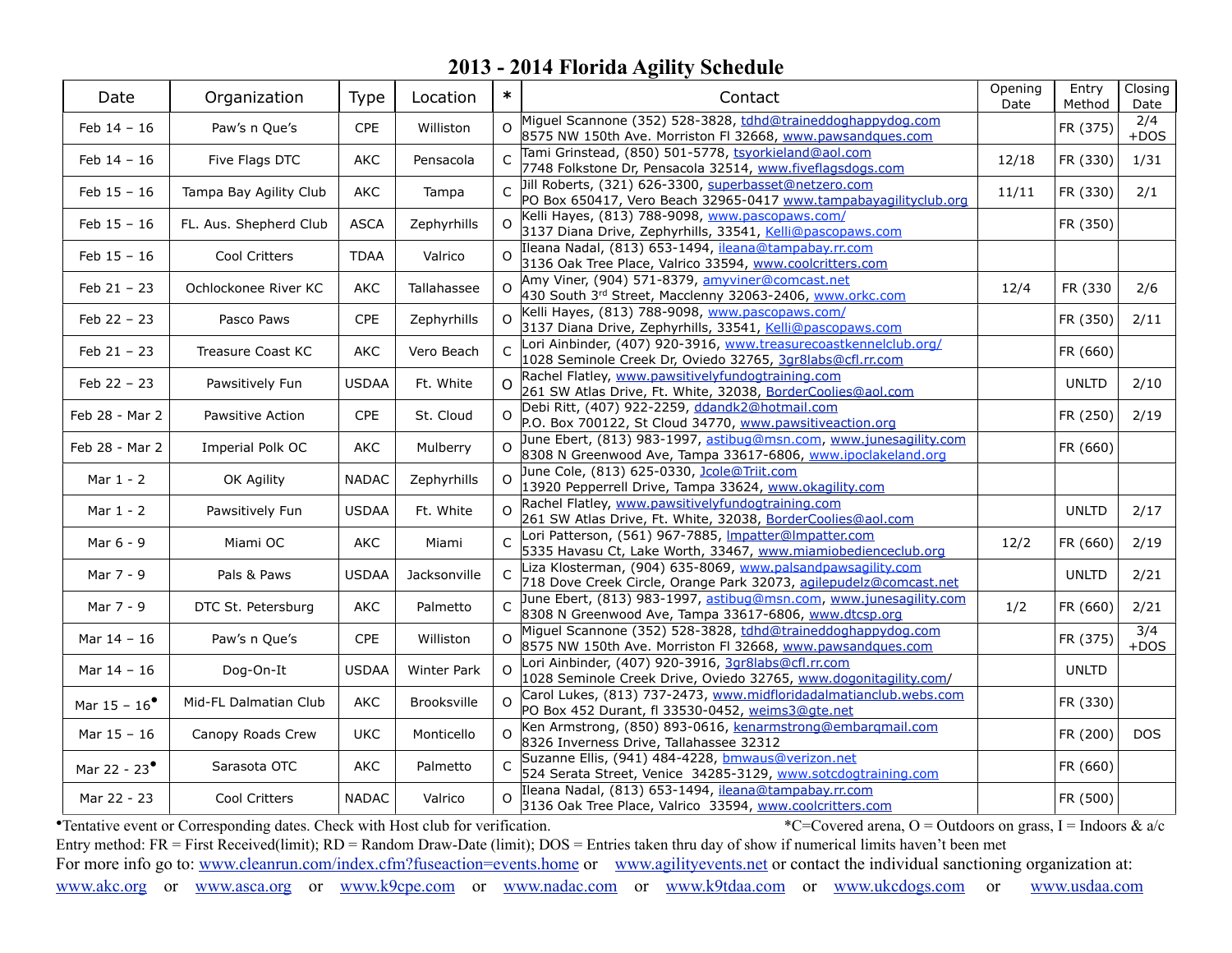# 2013 - 2014 Florida Agility Schedule

| Date | Organization | Type | Location | * | Contact | Opening Date | Entry Method | Closing Date |
|---|---|---|---|---|---|---|---|---|
| Feb 14 – 16 | Paw's n Que's | CPE | Williston | O | Miguel Scannone (352) 528-3828, tdhd@traineddoghappydog.com 8575 NW 150th Ave. Morriston Fl 32668, www.pawsandques.com | | FR (375) | 2/4 +DOS |
| Feb 14 – 16 | Five Flags DTC | AKC | Pensacola | C | Tami Grinstead, (850) 501-5778, tsyorkieland@aol.com 7748 Folkstone Dr, Pensacola 32514, www.fiveflagsdogs.com | 12/18 | FR (330) | 1/31 |
| Feb 15 – 16 | Tampa Bay Agility Club | AKC | Tampa | C | Jill Roberts, (321) 626-3300, superbasset@netzero.com PO Box 650417, Vero Beach 32965-0417 www.tampabayagilityclub.org | 11/11 | FR (330) | 2/1 |
| Feb 15 – 16 | FL. Aus. Shepherd Club | ASCA | Zephyrhills | O | Kelli Hayes, (813) 788-9098, www.pascopaws.com/ 3137 Diana Drive, Zephyrhills, 33541, Kelli@pascopaws.com | | FR (350) | |
| Feb 15 – 16 | Cool Critters | TDAA | Valrico | O | Ileana Nadal, (813) 653-1494, ileana@tampabay.rr.com 3136 Oak Tree Place, Valrico 33594, www.coolcritters.com | | | |
| Feb 21 – 23 | Ochlockonee River KC | AKC | Tallahassee | O | Amy Viner, (904) 571-8379, amyviner@comcast.net 430 South 3rd Street, Macclenny 32063-2406, www.orkc.com | 12/4 | FR (330 | 2/6 |
| Feb 22 – 23 | Pasco Paws | CPE | Zephyrhills | O | Kelli Hayes, (813) 788-9098, www.pascopaws.com/ 3137 Diana Drive, Zephyrhills, 33541, Kelli@pascopaws.com | | FR (350) | 2/11 |
| Feb 21 – 23 | Treasure Coast KC | AKC | Vero Beach | C | Lori Ainbinder, (407) 920-3916, www.treasurecoastkennelclub.org/ 1028 Seminole Creek Dr, Oviedo 32765, 3gr8labs@cfl.rr.com | | FR (660) | |
| Feb 22 – 23 | Pawsitively Fun | USDAA | Ft. White | O | Rachel Flatley, www.pawsitivelyfundogtraining.com 261 SW Atlas Drive, Ft. White, 32038, BorderCoolies@aol.com | | UNLTD | 2/10 |
| Feb 28 - Mar 2 | Pawsitive Action | CPE | St. Cloud | O | Debi Ritt, (407) 922-2259, ddandk2@hotmail.com P.O. Box 700122, St Cloud 34770, www.pawsitiveaction.org | | FR (250) | 2/19 |
| Feb 28 - Mar 2 | Imperial Polk OC | AKC | Mulberry | O | June Ebert, (813) 983-1997, astibug@msn.com, www.junesagility.com 8308 N Greenwood Ave, Tampa 33617-6806, www.ipoclakeland.org | | FR (660) | |
| Mar 1 - 2 | OK Agility | NADAC | Zephyrhills | O | June Cole, (813) 625-0330, Jcole@Triit.com 13920 Pepperrell Drive, Tampa 33624, www.okagility.com | | | |
| Mar 1 - 2 | Pawsitively Fun | USDAA | Ft. White | O | Rachel Flatley, www.pawsitivelyfundogtraining.com 261 SW Atlas Drive, Ft. White, 32038, BorderCoolies@aol.com | | UNLTD | 2/17 |
| Mar 6 - 9 | Miami OC | AKC | Miami | C | Lori Patterson, (561) 967-7885, lmpatter@lmpatter.com 5335 Havasu Ct, Lake Worth, 33467, www.miamiobedienceclub.org | 12/2 | FR (660) | 2/19 |
| Mar 7 - 9 | Pals & Paws | USDAA | Jacksonville | C | Liza Klosterman, (904) 635-8069, www.palsandpawsagility.com 718 Dove Creek Circle, Orange Park 32073, agilepudelz@comcast.net | | UNLTD | 2/21 |
| Mar 7 - 9 | DTC St. Petersburg | AKC | Palmetto | C | June Ebert, (813) 983-1997, astibug@msn.com, www.junesagility.com 8308 N Greenwood Ave, Tampa 33617-6806, www.dtcsp.org | 1/2 | FR (660) | 2/21 |
| Mar 14 – 16 | Paw's n Que's | CPE | Williston | O | Miguel Scannone (352) 528-3828, tdhd@traineddoghappydog.com 8575 NW 150th Ave. Morriston Fl 32668, www.pawsandques.com | | FR (375) | 3/4 +DOS |
| Mar 14 – 16 | Dog-On-It | USDAA | Winter Park | O | Lori Ainbinder, (407) 920-3916, 3gr8labs@cfl.rr.com 1028 Seminole Creek Drive, Oviedo 32765, www.dogonitagility.com/ | | UNLTD | |
| Mar 15 – 16• | Mid-FL Dalmatian Club | AKC | Brooksville | O | Carol Lukes, (813) 737-2473, www.midfloridadalmatianclub.webs.com PO Box 452 Durant, fl 33530-0452, weims3@gte.net | | FR (330) | |
| Mar 15 – 16 | Canopy Roads Crew | UKC | Monticello | O | Ken Armstrong, (850) 893-0616, kenarmstrong@embarqmail.com 8326 Inverness Drive, Tallahassee 32312 | | FR (200) | DOS |
| Mar 22 - 23• | Sarasota OTC | AKC | Palmetto | C | Suzanne Ellis, (941) 484-4228, bmwaus@verizon.net 524 Serata Street, Venice 34285-3129, www.sotcdogtraining.com | | FR (660) | |
| Mar 22 - 23 | Cool Critters | NADAC | Valrico | O | Ileana Nadal, (813) 653-1494, ileana@tampabay.rr.com 3136 Oak Tree Place, Valrico 33594, www.coolcritters.com | | FR (500) | |

•Tentative event or Corresponding dates. Check with Host club for verification. *C=Covered arena, O = Outdoors on grass, I = Indoors & a/c

Entry method: FR = First Received(limit); RD = Random Draw-Date (limit); DOS = Entries taken thru day of show if numerical limits haven't been met

For more info go to: www.cleanrun.com/index.cfm?fuseaction=events.home or www.agilityevents.net or contact the individual sanctioning organization at: www.akc.org or www.asca.org or www.k9cpe.com or www.nadac.com or www.k9tdaa.com or www.ukcdogs.com or www.usdaa.com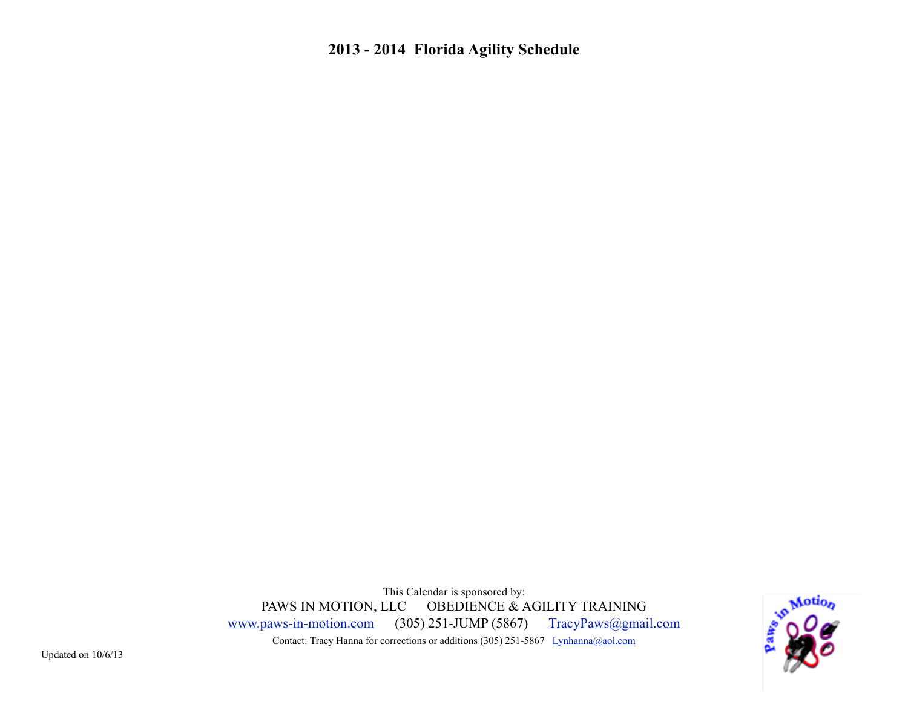# 2013 - 2014 Florida Agility Schedule

This Calendar is sponsored by:

PAWS IN MOTION, LLC OBEDIENCE & AGILITY TRAINING

www.paws-in-motion.com (305) 251-JUMP (5867) TracyPaws@gmail.com

Contact: Tracy Hanna for corrections or additions (305) 251-5867 Lynhanna@aol.com

Updated on 10/6/13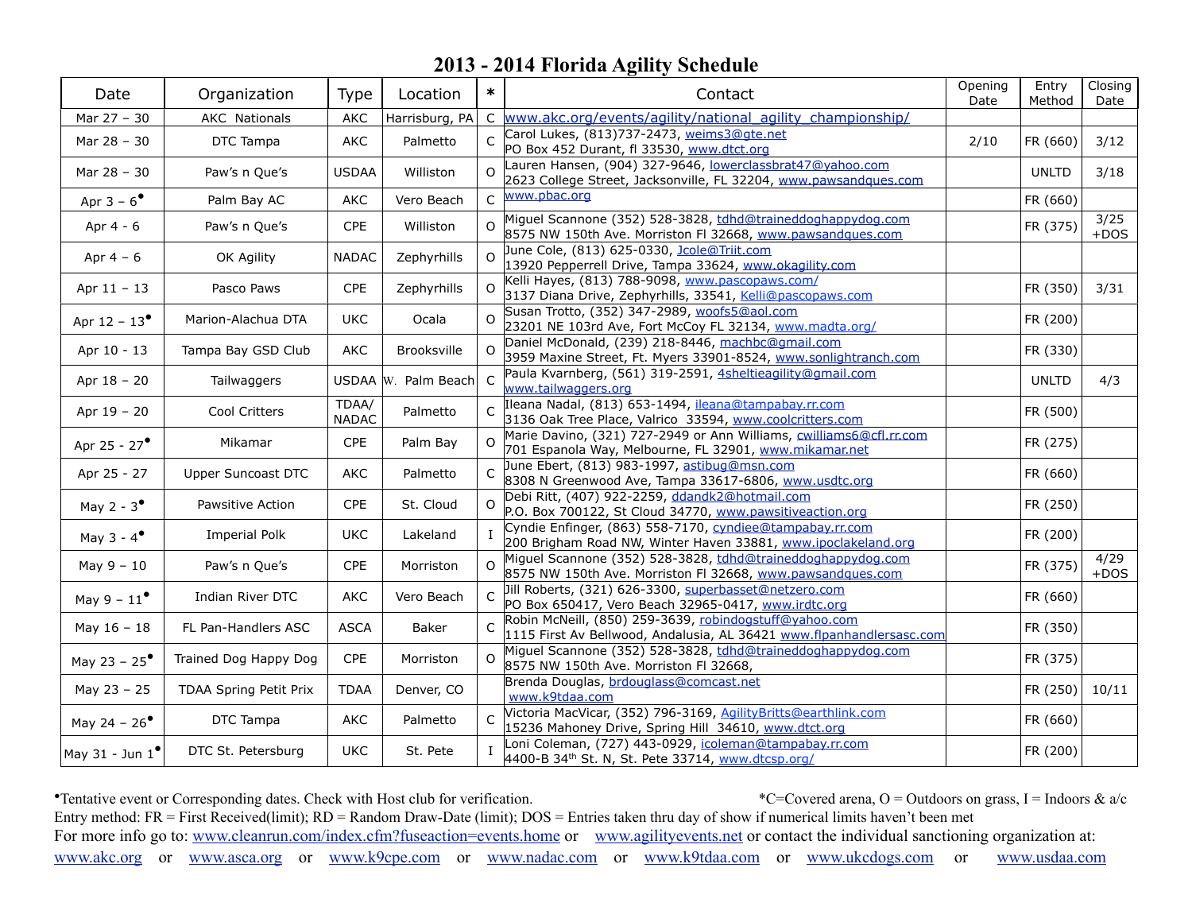# 2013 - 2014 Florida Agility Schedule

| Date | Organization | Type | Location | * | Contact | Opening Date | Entry Method | Closing Date |
|---|---|---|---|---|---|---|---|---|
| Mar 27 – 30 | AKC Nationals | AKC | Harrisburg, PA | C | www.akc.org/events/agility/national_agility_championship/ | | | |
| Mar 28 – 30 | DTC Tampa | AKC | Palmetto | C | Carol Lukes, (813)737-2473, weims3@gte.net<br>PO Box 452 Durant, fl 33530, www.dtct.org | 2/10 | FR (660) | 3/12 |
| Mar 28 – 30 | Paw's n Que's | USDAA | Williston | O | Lauren Hansen, (904) 327-9646, lowerclassbrat47@yahoo.com<br>2623 College Street, Jacksonville, FL 32204, www.pawsandques.com | | UNLTD | 3/18 |
| Apr 3 – 6• | Palm Bay AC | AKC | Vero Beach | C | www.pbac.org | | FR (660) | |
| Apr 4 - 6 | Paw's n Que's | CPE | Williston | O | Miguel Scannone (352) 528-3828, tdhd@traineddoghappydog.com<br>8575 NW 150th Ave. Morriston Fl 32668, www.pawsandques.com | | FR (375) | 3/25 +DOS |
| Apr 4 – 6 | OK Agility | NADAC | Zephyrhills | O | June Cole, (813) 625-0330, Jcole@Triit.com<br>13920 Pepperrell Drive, Tampa 33624, www.okagility.com | | | |
| Apr 11 – 13 | Pasco Paws | CPE | Zephyrhills | O | Kelli Hayes, (813) 788-9098, www.pascopaws.com/<br>3137 Diana Drive, Zephyrhills, 33541, Kelli@pascopaws.com | | FR (350) | 3/31 |
| Apr 12 – 13• | Marion-Alachua DTA | UKC | Ocala | O | Susan Trotto, (352) 347-2989, woofs5@aol.com<br>23201 NE 103rd Ave, Fort McCoy FL 32134, www.madta.org/ | | FR (200) | |
| Apr 10 - 13 | Tampa Bay GSD Club | AKC | Brooksville | O | Daniel McDonald, (239) 218-8446, machbc@gmail.com<br>3959 Maxine Street, Ft. Myers 33901-8524, www.sonlightranch.com | | FR (330) | |
| Apr 18 – 20 | Tailwaggers | USDAA | W. Palm Beach | C | Paula Kvarnberg, (561) 319-2591, 4sheltieagility@gmail.com<br>www.tailwaggers.org | | UNLTD | 4/3 |
| Apr 19 – 20 | Cool Critters | TDAA/ NADAC | Palmetto | C | Ileana Nadal, (813) 653-1494, ileana@tampabay.rr.com<br>3136 Oak Tree Place, Valrico 33594, www.coolcritters.com | | FR (500) | |
| Apr 25 - 27• | Mikamar | CPE | Palm Bay | O | Marie Davino, (321) 727-2949 or Ann Williams, cwilliams6@cfl.rr.com<br>701 Espanola Way, Melbourne, FL 32901, www.mikamar.net | | FR (275) | |
| Apr 25 - 27 | Upper Suncoast DTC | AKC | Palmetto | C | June Ebert, (813) 983-1997, astibug@msn.com<br>8308 N Greenwood Ave, Tampa 33617-6806, www.usdtc.org | | FR (660) | |
| May 2 - 3• | Pawsitive Action | CPE | St. Cloud | O | Debi Ritt, (407) 922-2259, ddandk2@hotmail.com<br>P.O. Box 700122, St Cloud 34770, www.pawsitiveaction.org | | FR (250) | |
| May 3 - 4• | Imperial Polk | UKC | Lakeland | I | Cyndie Enfinger, (863) 558-7170, cyndiee@tampabay.rr.com<br>200 Brigham Road NW, Winter Haven 33881, www.ipoclakeland.org | | FR (200) | |
| May 9 – 10 | Paw's n Que's | CPE | Morriston | O | Miguel Scannone (352) 528-3828, tdhd@traineddoghappydog.com<br>8575 NW 150th Ave. Morriston Fl 32668, www.pawsandques.com | | FR (375) | 4/29 +DOS |
| May 9 – 11• | Indian River DTC | AKC | Vero Beach | C | Jill Roberts, (321) 626-3300, superbasset@netzero.com<br>PO Box 650417, Vero Beach 32965-0417, www.irdtc.org | | FR (660) | |
| May 16 – 18 | FL Pan-Handlers ASC | ASCA | Baker | C | Robin McNeill, (850) 259-3639, robindogstuff@yahoo.com<br>1115 First Av Bellwood, Andalusia, AL 36421 www.flpanhandlersasc.com | | FR (350) | |
| May 23 – 25• | Trained Dog Happy Dog | CPE | Morriston | O | Miguel Scannone (352) 528-3828, tdhd@traineddoghappydog.com<br>8575 NW 150th Ave. Morriston Fl 32668, | | FR (375) | |
| May 23 – 25 | TDAA Spring Petit Prix | TDAA | Denver, CO | | Brenda Douglas, brdouglass@comcast.net<br>www.k9tdaa.com | | FR (250) | 10/11 |
| May 24 – 26• | DTC Tampa | AKC | Palmetto | C | Victoria MacVicar, (352) 796-3169, AgilityBritts@earthlink.com<br>15236 Mahoney Drive, Spring Hill 34610, www.dtct.org | | FR (660) | |
| May 31 - Jun 1• | DTC St. Petersburg | UKC | St. Pete | I | Loni Coleman, (727) 443-0929, icoleman@tampabay.rr.com<br>4400-B 34th St. N, St. Pete 33714, www.dtcsp.org/ | | FR (200) | |

•Tentative event or Corresponding dates. Check with Host club for verification. *C=Covered arena, O = Outdoors on grass, I = Indoors & a/c

Entry method: FR = First Received(limit); RD = Random Draw-Date (limit); DOS = Entries taken thru day of show if numerical limits haven't been met

For more info go to: www.cleanrun.com/index.cfm?fuseaction=events.home or www.agilityevents.net or contact the individual sanctioning organization at: www.akc.org or www.asca.org or www.k9cpe.com or www.nadac.com or www.k9tdaa.com or www.ukcdogs.com or www.usdaa.com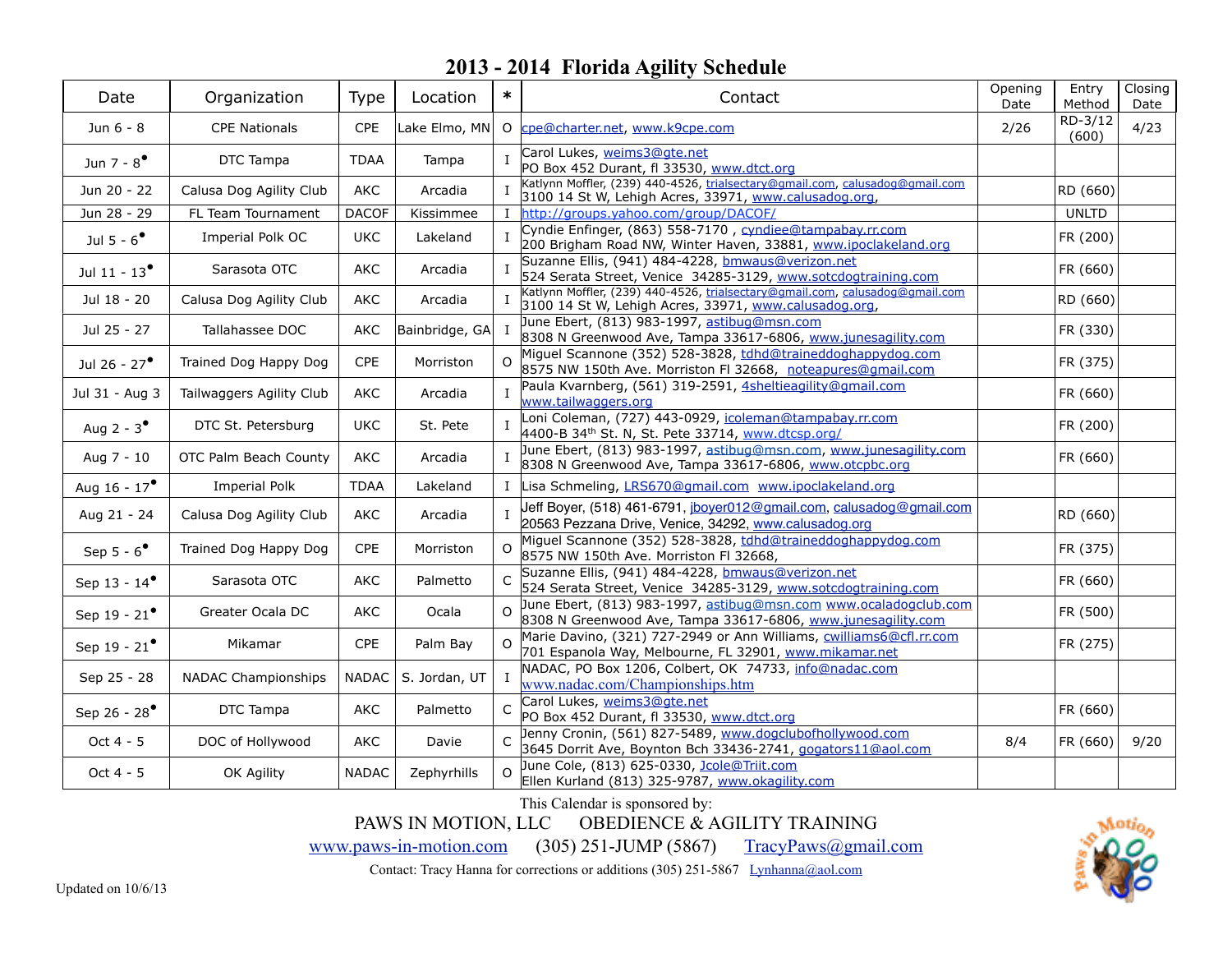# 2013 - 2014 Florida Agility Schedule

| Date | Organization | Type | Location | * | Contact | Opening Date | Entry Method | Closing Date |
|---|---|---|---|---|---|---|---|---|
| Jun 6 - 8 | CPE Nationals | CPE | Lake Elmo, MN | O | cpe@charter.net, www.k9cpe.com | 2/26 | RD-3/12 (600) | 4/23 |
| Jun 7 - 8• | DTC Tampa | TDAA | Tampa | I | Carol Lukes, weims3@gte.net<br>PO Box 452 Durant, fl 33530, www.dtct.org | | | |
| Jun 20 - 22 | Calusa Dog Agility Club | AKC | Arcadia | I | Katlynn Moffler, (239) 440-4526, trialsectary@gmail.com, calusadog@gmail.com<br>3100 14 St W, Lehigh Acres, 33971, www.calusadog.org, | | RD (660) | |
| Jun 28 - 29 | FL Team Tournament | DACOF | Kissimmee | I | http://groups.yahoo.com/group/DACOF/ | | UNLTD | |
| Jul 5 - 6• | Imperial Polk OC | UKC | Lakeland | I | Cyndie Enfinger, (863) 558-7170 , cyndiee@tampabay.rr.com<br>200 Brigham Road NW, Winter Haven, 33881, www.ipoclakeland.org | | FR (200) | |
| Jul 11 - 13• | Sarasota OTC | AKC | Arcadia | I | Suzanne Ellis, (941) 484-4228, bmwaus@verizon.net<br>524 Serata Street, Venice 34285-3129, www.sotcdogtraining.com | | FR (660) | |
| Jul 18 - 20 | Calusa Dog Agility Club | AKC | Arcadia | I | Katlynn Moffler, (239) 440-4526, trialsectary@gmail.com, calusadog@gmail.com<br>3100 14 St W, Lehigh Acres, 33971, www.calusadog.org, | | RD (660) | |
| Jul 25 - 27 | Tallahassee DOC | AKC | Bainbridge, GA | I | June Ebert, (813) 983-1997, astibug@msn.com<br>8308 N Greenwood Ave, Tampa 33617-6806, www.junesagility.com | | FR (330) | |
| Jul 26 - 27• | Trained Dog Happy Dog | CPE | Morriston | O | Miguel Scannone (352) 528-3828, tdhd@traineddoghappydog.com<br>8575 NW 150th Ave. Morriston Fl 32668, noteapures@gmail.com | | FR (375) | |
| Jul 31 - Aug 3 | Tailwaggers Agility Club | AKC | Arcadia | I | Paula Kvarnberg, (561) 319-2591, 4sheltieagility@gmail.com<br>www.tailwaggers.org | | FR (660) | |
| Aug 2 - 3• | DTC St. Petersburg | UKC | St. Pete | I | Loni Coleman, (727) 443-0929, icoleman@tampabay.rr.com<br>4400-B 34th St. N, St. Pete 33714, www.dtcsp.org/ | | FR (200) | |
| Aug 7 - 10 | OTC Palm Beach County | AKC | Arcadia | I | June Ebert, (813) 983-1997, astibug@msn.com, www.junesagility.com<br>8308 N Greenwood Ave, Tampa 33617-6806, www.otcpbc.org | | FR (660) | |
| Aug 16 - 17• | Imperial Polk | TDAA | Lakeland | I | Lisa Schmeling, LRS670@gmail.com www.ipoclakeland.org | | | |
| Aug 21 - 24 | Calusa Dog Agility Club | AKC | Arcadia | I | Jeff Boyer, (518) 461-6791, jboyer012@gmail.com, calusadog@gmail.com<br>20563 Pezzana Drive, Venice, 34292, www.calusadog.org | | RD (660) | |
| Sep 5 - 6• | Trained Dog Happy Dog | CPE | Morriston | O | Miguel Scannone (352) 528-3828, tdhd@traineddoghappydog.com<br>8575 NW 150th Ave. Morriston Fl 32668, | | FR (375) | |
| Sep 13 - 14• | Sarasota OTC | AKC | Palmetto | C | Suzanne Ellis, (941) 484-4228, bmwaus@verizon.net<br>524 Serata Street, Venice 34285-3129, www.sotcdogtraining.com | | FR (660) | |
| Sep 19 - 21• | Greater Ocala DC | AKC | Ocala | O | June Ebert, (813) 983-1997, astibug@msn.com www.ocaladogclub.com<br>8308 N Greenwood Ave, Tampa 33617-6806, www.junesagility.com | | FR (500) | |
| Sep 19 - 21• | Mikamar | CPE | Palm Bay | O | Marie Davino, (321) 727-2949 or Ann Williams, cwilliams6@cfl.rr.com<br>701 Espanola Way, Melbourne, FL 32901, www.mikamar.net | | FR (275) | |
| Sep 25 - 28 | NADAC Championships | NADAC | S. Jordan, UT | I | NADAC, PO Box 1206, Colbert, OK 74733, info@nadac.com<br>www.nadac.com/Championships.htm | | | |
| Sep 26 - 28• | DTC Tampa | AKC | Palmetto | C | Carol Lukes, weims3@gte.net<br>PO Box 452 Durant, fl 33530, www.dtct.org | | FR (660) | |
| Oct 4 - 5 | DOC of Hollywood | AKC | Davie | C | Jenny Cronin, (561) 827-5489, www.dogclubofhollywood.com<br>3645 Dorrit Ave, Boynton Bch 33436-2741, gogators11@aol.com | 8/4 | FR (660) | 9/20 |
| Oct 4 - 5 | OK Agility | NADAC | Zephyrhills | O | June Cole, (813) 625-0330, Jcole@Triit.com<br>Ellen Kurland (813) 325-9787, www.okagility.com | | | |

This Calendar is sponsored by:

PAWS IN MOTION, LLC OBEDIENCE & AGILITY TRAINING

www.paws-in-motion.com (305) 251-JUMP (5867) TracyPaws@gmail.com

Contact: Tracy Hanna for corrections or additions (305) 251-5867 Lynhanna@aol.com

Updated on 10/6/13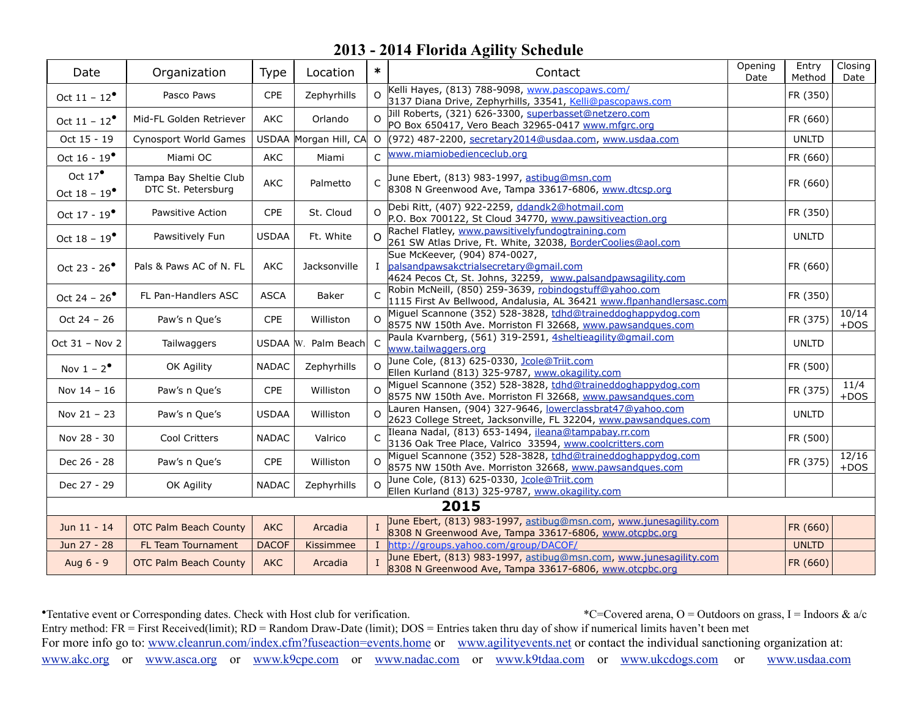# 2013 - 2014 Florida Agility Schedule

| Date | Organization | Type | Location | * | Contact | Opening Date | Entry Method | Closing Date |
|---|---|---|---|---|---|---|---|---|
| Oct 11 – 12• | Pasco Paws | CPE | Zephyrhills | O | Kelli Hayes, (813) 788-9098, www.pascopaws.com/ 3137 Diana Drive, Zephyrhills, 33541, Kelli@pascopaws.com | | FR (350) | |
| Oct 11 – 12• | Mid-FL Golden Retriever | AKC | Orlando | O | Jill Roberts, (321) 626-3300, superbasset@netzero.com PO Box 650417, Vero Beach 32965-0417 www.mfgrc.org | | FR (660) | |
| Oct 15 - 19 | Cynosport World Games | USDAA | Morgan Hill, CA | O | (972) 487-2200, secretary2014@usdaa.com, www.usdaa.com | | UNLTD | |
| Oct 16 - 19• | Miami OC | AKC | Miami | C | www.miamiobedienceclub.org | | FR (660) | |
| Oct 17• Oct 18 – 19• | Tampa Bay Sheltie Club DTC St. Petersburg | AKC | Palmetto | C | June Ebert, (813) 983-1997, astibug@msn.com 8308 N Greenwood Ave, Tampa 33617-6806, www.dtcsp.org | | FR (660) | |
| Oct 17 - 19• | Pawsitive Action | CPE | St. Cloud | O | Debi Ritt, (407) 922-2259, ddandk2@hotmail.com P.O. Box 700122, St Cloud 34770, www.pawsitiveaction.org | | FR (350) | |
| Oct 18 – 19• | Pawsitively Fun | USDAA | Ft. White | O | Rachel Flatley, www.pawsitivelyfundogtraining.com 261 SW Atlas Drive, Ft. White, 32038, BorderCoolies@aol.com | | UNLTD | |
| Oct 23 - 26• | Pals & Paws AC of N. FL | AKC | Jacksonville | I | Sue McKeever, (904) 874-0027, palsandpawsakctrialsecretary@gmail.com 4624 Pecos Ct, St. Johns, 32259, www.palsandpawsagility.com | | FR (660) | |
| Oct 24 – 26• | FL Pan-Handlers ASC | ASCA | Baker | C | Robin McNeill, (850) 259-3639, robindogstuff@yahoo.com 1115 First Av Bellwood, Andalusia, AL 36421 www.flpanhandlersasc.com | | FR (350) | |
| Oct 24 – 26 | Paw's n Que's | CPE | Williston | O | Miguel Scannone (352) 528-3828, tdhd@traineddoghappydog.com 8575 NW 150th Ave. Morriston Fl 32668, www.pawsandques.com | | FR (375) | 10/14 +DOS |
| Oct 31 – Nov 2 | Tailwaggers | USDAA | W. Palm Beach | C | Paula Kvarnberg, (561) 319-2591, 4sheltieagility@gmail.com www.tailwaggers.org | | UNLTD | |
| Nov 1 – 2• | OK Agility | NADAC | Zephyrhills | O | June Cole, (813) 625-0330, Jcole@Triit.com Ellen Kurland (813) 325-9787, www.okagility.com | | FR (500) | |
| Nov 14 – 16 | Paw's n Que's | CPE | Williston | O | Miguel Scannone (352) 528-3828, tdhd@traineddoghappydog.com 8575 NW 150th Ave. Morriston Fl 32668, www.pawsandques.com | | FR (375) | 11/4 +DOS |
| Nov 21 – 23 | Paw's n Que's | USDAA | Williston | O | Lauren Hansen, (904) 327-9646, lowerclassbrat47@yahoo.com 2623 College Street, Jacksonville, FL 32204, www.pawsandques.com | | UNLTD | |
| Nov 28 – 30 | Cool Critters | NADAC | Valrico | C | Ileana Nadal, (813) 653-1494, ileana@tampabay.rr.com 3136 Oak Tree Place, Valrico 33594, www.coolcritters.com | | FR (500) | |
| Dec 26 – 28 | Paw's n Que's | CPE | Williston | O | Miguel Scannone (352) 528-3828, tdhd@traineddoghappydog.com 8575 NW 150th Ave. Morriston Fl 32668, www.pawsandques.com | | FR (375) | 12/16 +DOS |
| Dec 27 - 29 | OK Agility | NADAC | Zephyrhills | O | June Cole, (813) 625-0330, Jcole@Triit.com Ellen Kurland (813) 325-9787, www.okagility.com | | | |
| **2015** | | | | | | | | |
| Jun 11 - 14 | OTC Palm Beach County | AKC | Arcadia | I | June Ebert, (813) 983-1997, astibug@msn.com, www.junesagility.com 8308 N Greenwood Ave, Tampa 33617-6806, www.otcpbc.org | | FR (660) | |
| Jun 27 - 28 | FL Team Tournament | DACOF | Kissimmee | I | http://groups.yahoo.com/group/DACOF/ | | UNLTD | |
| Aug 6 - 9 | OTC Palm Beach County | AKC | Arcadia | I | June Ebert, (813) 983-1997, astibug@msn.com, www.junesagility.com 8308 N Greenwood Ave, Tampa 33617-6806, www.otcpbc.org | | FR (660) | |

•Tentative event or Corresponding dates. Check with Host club for verification. *C=Covered arena, O = Outdoors on grass, I = Indoors & a/c

Entry method: FR = First Received(limit); RD = Random Draw-Date (limit); DOS = Entries taken thru day of show if numerical limits haven't been met

For more info go to: www.cleanrun.com/index.cfm?fuseaction=events.home or www.agilityevents.net or contact the individual sanctioning organization at: www.akc.org or www.asca.org or www.k9cpe.com or www.nadac.com or www.k9tdaa.com or www.ukcdogs.com or www.usdaa.com